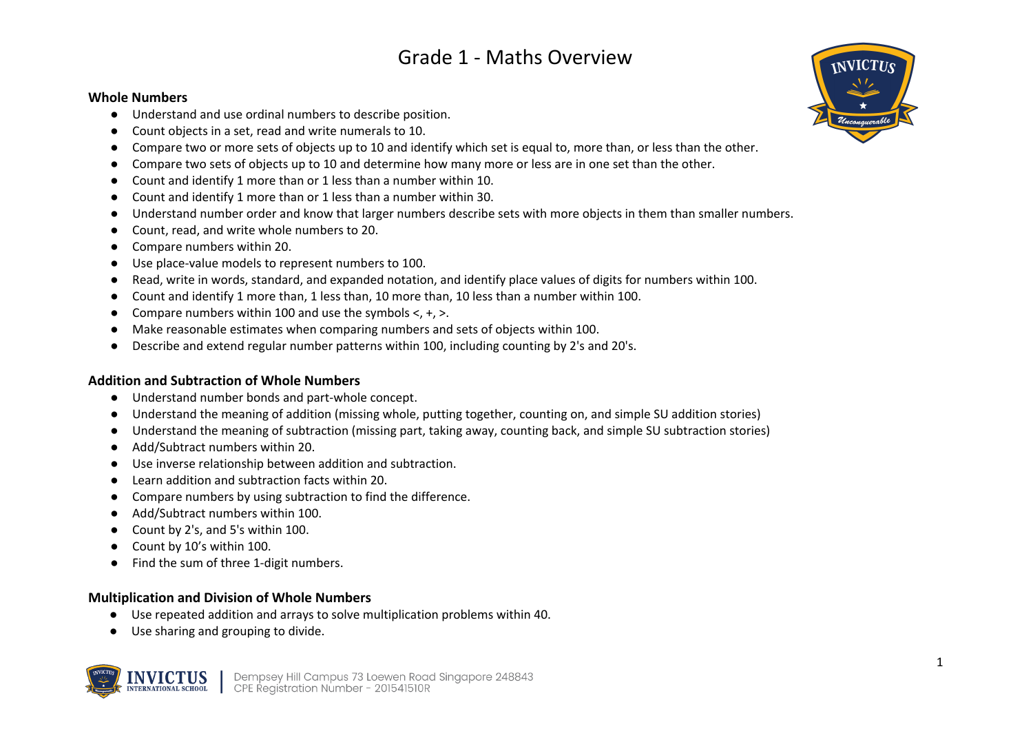# Grade 1 - Maths Overview

**Whole Numbers**

- Understand and use ordinal numbers to describe position.
- Count objects in a set, read and write numerals to 10.
- Compare two or more sets of objects up to 10 and identify which set is equal to, more than, or less than the other.
- Compare two sets of objects up to 10 and determine how many more or less are in one set than the other.
- Count and identify 1 more than or 1 less than a number within 10.
- Count and identify 1 more than or 1 less than a number within 30.
- Understand number order and know that larger numbers describe sets with more objects in them than smaller numbers.
- Count, read, and write whole numbers to 20.
- Compare numbers within 20.
- Use place-value models to represent numbers to 100.
- Read, write in words, standard, and expanded notation, and identify place values of digits for numbers within 100.
- Count and identify 1 more than, 1 less than, 10 more than, 10 less than a number within 100.
- Compare numbers within 100 and use the symbols <, +, >.
- Make reasonable estimates when comparing numbers and sets of objects within 100.
- Describe and extend regular number patterns within 100, including counting by 2's and 20's.

**Addition and Subtraction of Whole Numbers**

- Understand number bonds and part-whole concept.
- Understand the meaning of addition (missing whole, putting together, counting on, and simple SU addition stories)
- Understand the meaning of subtraction (missing part, taking away, counting back, and simple SU subtraction stories)
- Add/Subtract numbers within 20.
- Use inverse relationship between addition and subtraction.
- Learn addition and subtraction facts within 20.
- Compare numbers by using subtraction to find the difference.
- Add/Subtract numbers within 100.
- Count by 2's, and 5's within 100.
- Count by 10's within 100.
- Find the sum of three 1-digit numbers.

**Multiplication and Division of Whole Numbers**

- Use repeated addition and arrays to solve multiplication problems within 40.
- Use sharing and grouping to divide.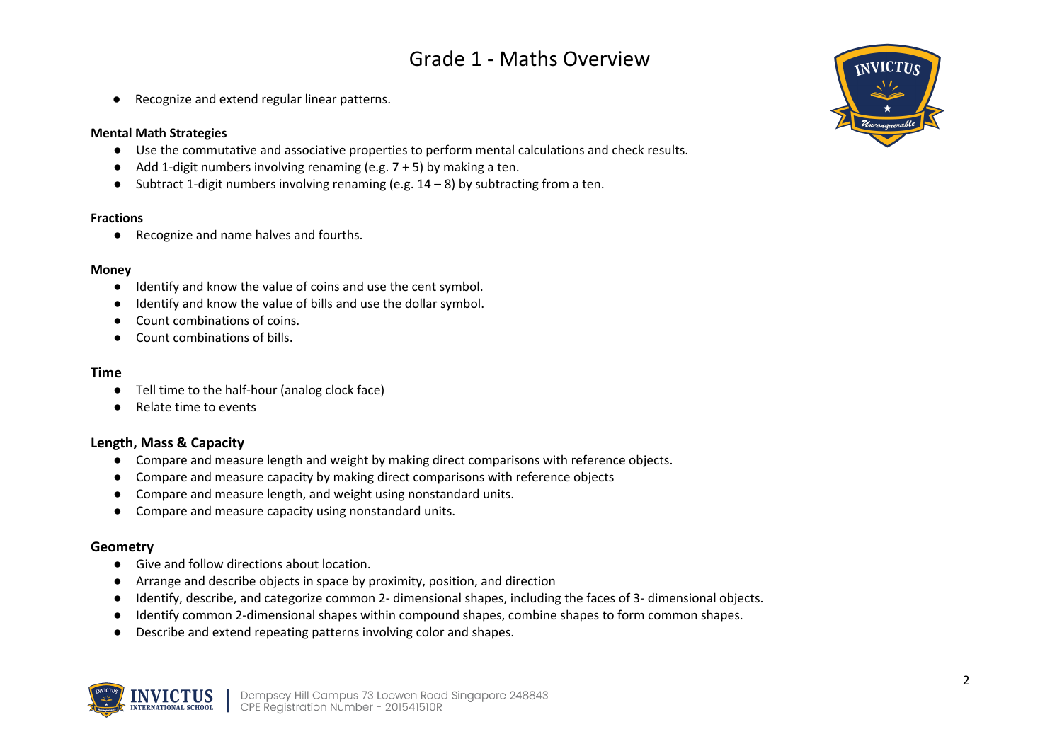- Recognize and extend regular linear patterns.

**Mental Math Strategies**

- Use the commutative and associative properties to perform mental calculations and check results.
- Add 1-digit numbers involving renaming (e.g. 7 + 5) by making a ten.
- Subtract 1-digit numbers involving renaming (e.g. 14 – 8) by subtracting from a ten.

**Fractions**

- Recognize and name halves and fourths.

**Money**

- Identify and know the value of coins and use the cent symbol.
- Identify and know the value of bills and use the dollar symbol.
- Count combinations of coins.
- Count combinations of bills.

**Time**

- Tell time to the half-hour (analog clock face)
- Relate time to events

**Length, Mass & Capacity**

- Compare and measure length and weight by making direct comparisons with reference objects.
- Compare and measure capacity by making direct comparisons with reference objects
- Compare and measure length, and weight using nonstandard units.
- Compare and measure capacity using nonstandard units.

**Geometry**

- Give and follow directions about location.
- Arrange and describe objects in space by proximity, position, and direction
- Identify, describe, and categorize common 2- dimensional shapes, including the faces of 3- dimensional objects.
- Identify common 2-dimensional shapes within compound shapes, combine shapes to form common shapes.
- Describe and extend repeating patterns involving color and shapes.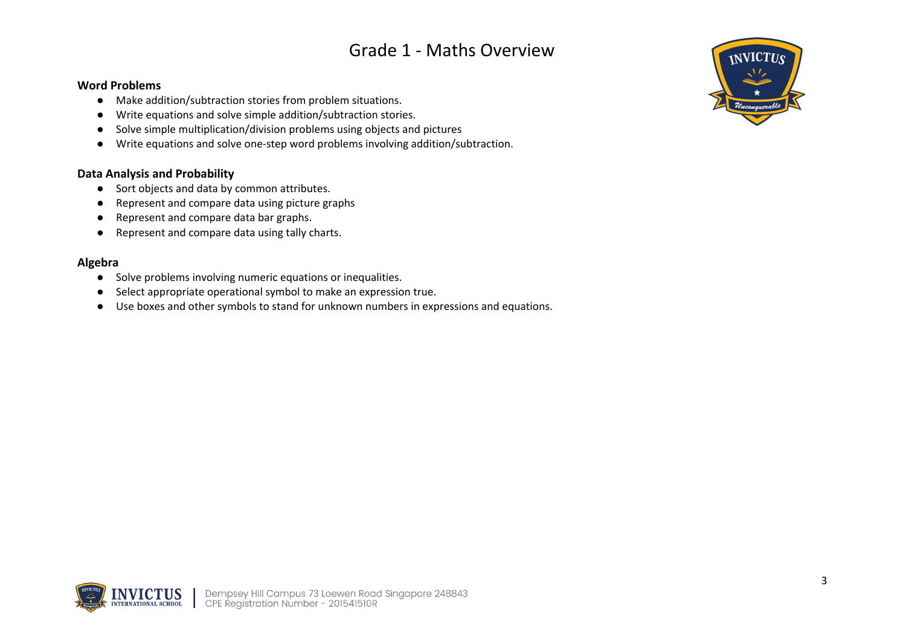# Grade 1 - Maths Overview

**Word Problems**

- Make addition/subtraction stories from problem situations.
- Write equations and solve simple addition/subtraction stories.
- Solve simple multiplication/division problems using objects and pictures
- Write equations and solve one-step word problems involving addition/subtraction.

**Data Analysis and Probability**

- Sort objects and data by common attributes.
- Represent and compare data using picture graphs
- Represent and compare data bar graphs.
- Represent and compare data using tally charts.

**Algebra**

- Solve problems involving numeric equations or inequalities.
- Select appropriate operational symbol to make an expression true.
- Use boxes and other symbols to stand for unknown numbers in expressions and equations.